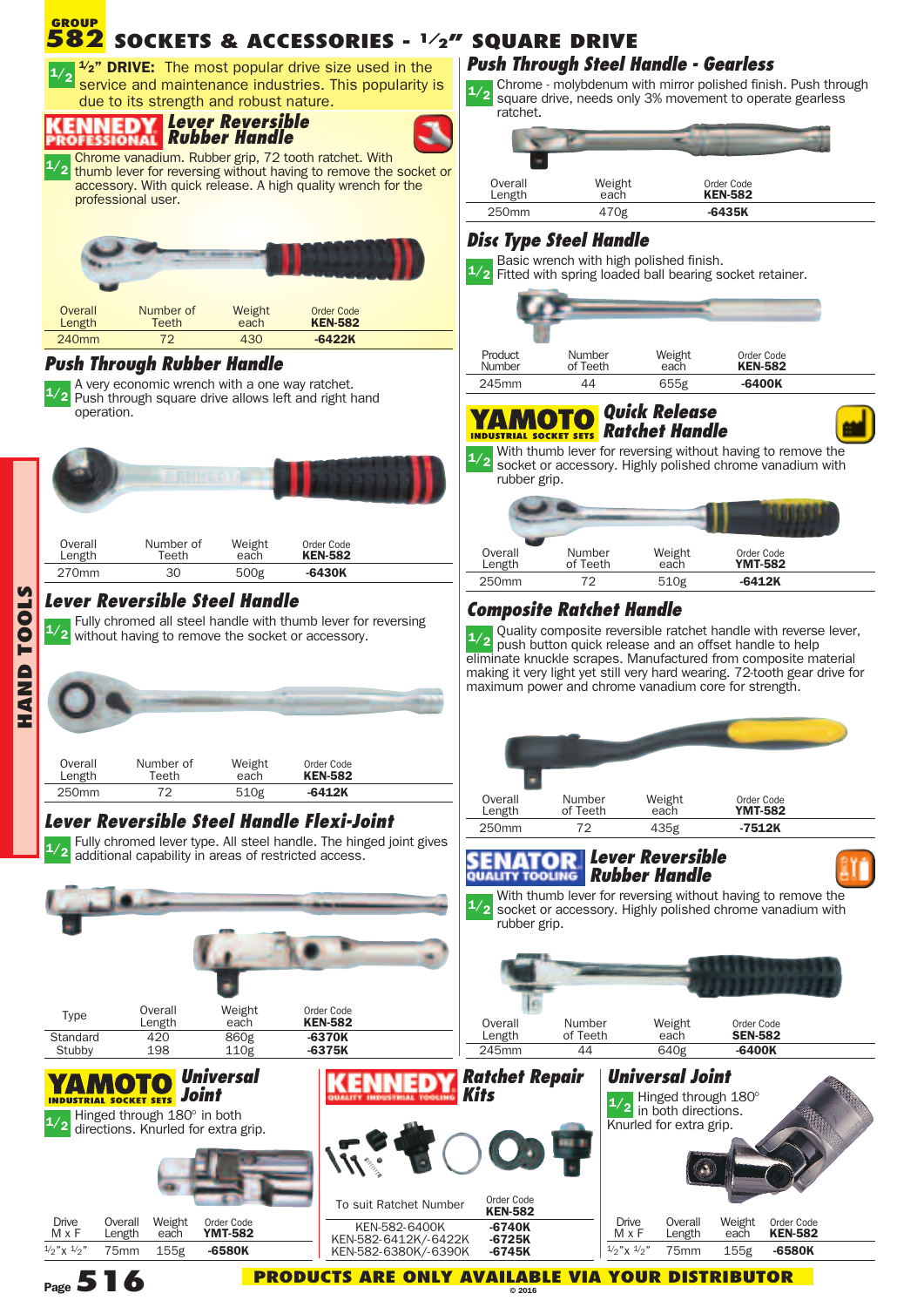# GROUP 582 SOCKETS & ACCESSORIES - ½" SQUARE DRIVE

**½" DRIVE:** The most popular drive size used in the service and maintenance industries. This popularity is due to its strength and robust nature.

## KENNEDY PROFESSIONAL Lever Reversible Rubber Handle

Chrome vanadium. Rubber grip, 72 tooth ratchet. With thumb lever for reversing without having to remove the socket or accessory. With quick release. A high quality wrench for the professional user.

| Overall Length | Number of Teeth | Weight each | Order Code KEN-582 |
|---|---|---|---|
| 240mm | 72 | 430 | -6422K |

## Push Through Rubber Handle

A very economic wrench with a one way ratchet. Push through square drive allows left and right hand operation.

| Overall Length | Number of Teeth | Weight each | Order Code KEN-582 |
|---|---|---|---|
| 270mm | 30 | 500g | -6430K |

## Lever Reversible Steel Handle

Fully chromed all steel handle with thumb lever for reversing without having to remove the socket or accessory.

| Overall Length | Number of Teeth | Weight each | Order Code KEN-582 |
|---|---|---|---|
| 250mm | 72 | 510g | -6412K |

## Lever Reversible Steel Handle Flexi-Joint

Fully chromed lever type. All steel handle. The hinged joint gives additional capability in areas of restricted access.

| Type | Overall Length | Weight each | Order Code KEN-582 |
|---|---|---|---|
| Standard | 420 | 860g | -6370K |
| Stubby | 198 | 110g | -6375K |

## Push Through Steel Handle - Gearless

Chrome - molybdenum with mirror polished finish. Push through square drive, needs only 3% movement to operate gearless ratchet.

| Overall Length | Weight each | Order Code KEN-582 |
|---|---|---|
| 250mm | 470g | -6435K |

## Disc Type Steel Handle

Basic wrench with high polished finish. Fitted with spring loaded ball bearing socket retainer.

| Product Number | Number of Teeth | Weight each | Order Code KEN-582 |
|---|---|---|---|
| 245mm | 44 | 655g | -6400K |

## YAMOTO INDUSTRIAL SOCKET SETS Quick Release Ratchet Handle

With thumb lever for reversing without having to remove the socket or accessory. Highly polished chrome vanadium with rubber grip.

| Overall Length | Number of Teeth | Weight each | Order Code YMT-582 |
|---|---|---|---|
| 250mm | 72 | 510g | -6412K |

## Composite Ratchet Handle

Quality composite reversible ratchet handle with reverse lever, push button quick release and an offset handle to help eliminate knuckle scrapes. Manufactured from composite material making it very light yet still very hard wearing. 72-tooth gear drive for maximum power and chrome vanadium core for strength.

| Overall Length | Number of Teeth | Weight each | Order Code YMT-582 |
|---|---|---|---|
| 250mm | 72 | 435g | -7512K |

## SENATOR QUALITY TOOLING Lever Reversible Rubber Handle

With thumb lever for reversing without having to remove the socket or accessory. Highly polished chrome vanadium with rubber grip.

| Overall Length | Number of Teeth | Weight each | Order Code SEN-582 |
|---|---|---|---|
| 245mm | 44 | 640g | -6400K |

## YAMOTO INDUSTRIAL SOCKET SETS Universal Joint

Hinged through 180° in both directions. Knurled for extra grip.

| Drive M x F | Overall Length | Weight each | Order Code YMT-582 |
|---|---|---|---|
| ½"x ½" | 75mm | 155g | -6580K |

## KENNEDY QUALITY INDUSTRIAL TOOLING Ratchet Repair Kits

| To suit Ratchet Number | Order Code KEN-582 |
|---|---|
| KEN-582-6400K | -6740K |
| KEN-582-6412K/-6422K | -6725K |
| KEN-582-6380K/-6390K | -6745K |

## Universal Joint

Hinged through 180° in both directions. Knurled for extra grip.

| Drive M x F | Overall Length | Weight each | Order Code KEN-582 |
|---|---|---|---|
| ½"x ½" | 75mm | 155g | -6580K |

**PRODUCTS ARE ONLY AVAILABLE VIA YOUR DISTRIBUTOR**

© 2016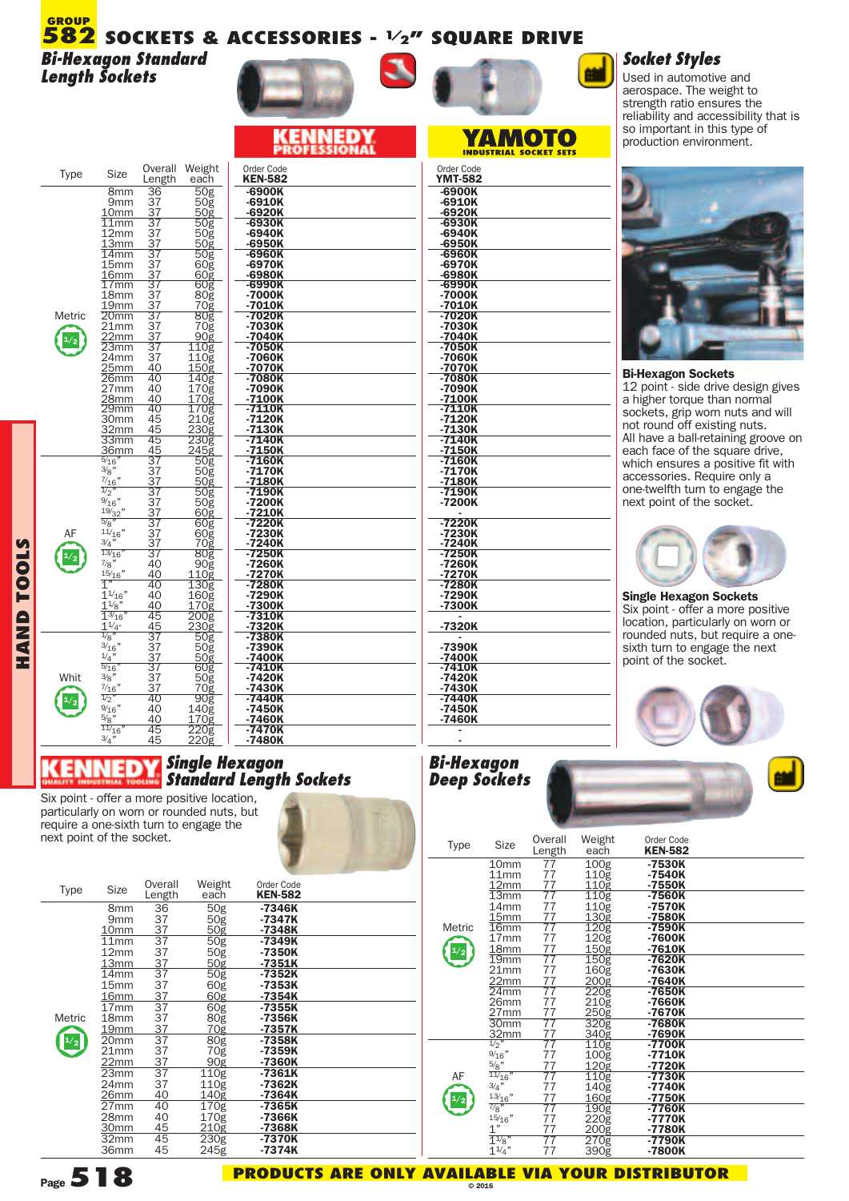# 582 SOCKETS & ACCESSORIES - ½" SQUARE DRIVE

## Bi-Hexagon Standard Length Sockets

KENNEDY PROFESSIONAL | YAMOTO INDUSTRIAL SOCKET SETS

| Type | Size | Overall Length | Weight each | Order Code KEN-582 | Order Code YMT-582 |
|---|---|---|---|---|---|
| Metric ½ | 8mm | 36 | 50g | -6900K | -6900K |
| | 9mm | 37 | 50g | -6910K | -6910K |
| | 10mm | 37 | 50g | -6920K | -6920K |
| | 11mm | 37 | 50g | -6930K | -6930K |
| | 12mm | 37 | 50g | -6940K | -6940K |
| | 13mm | 37 | 50g | -6950K | -6950K |
| | 14mm | 37 | 50g | -6960K | -6960K |
| | 15mm | 37 | 60g | -6970K | -6970K |
| | 16mm | 37 | 60g | -6980K | -6980K |
| | 17mm | 37 | 60g | -6990K | -6990K |
| | 18mm | 37 | 80g | -7000K | -7000K |
| | 19mm | 37 | 70g | -7010K | -7010K |
| | 20mm | 37 | 80g | -7020K | -7020K |
| | 21mm | 37 | 70g | -7030K | -7030K |
| | 22mm | 37 | 90g | -7040K | -7040K |
| | 23mm | 37 | 110g | -7050K | -7050K |
| | 24mm | 37 | 110g | -7060K | -7060K |
| | 25mm | 40 | 150g | -7070K | -7070K |
| | 26mm | 40 | 140g | -7080K | -7080K |
| | 27mm | 40 | 170g | -7090K | -7090K |
| | 28mm | 40 | 170g | -7100K | -7100K |
| | 29mm | 40 | 170g | -7110K | -7110K |
| | 30mm | 45 | 210g | -7120K | -7120K |
| | 32mm | 45 | 230g | -7130K | -7130K |
| | 33mm | 45 | 230g | -7140K | -7140K |
| | 36mm | 45 | 245g | -7150K | -7150K |
| AF ½ | 5/16" | 37 | 50g | -7160K | -7160K |
| | 3/8" | 37 | 50g | -7170K | -7170K |
| | 7/16" | 37 | 50g | -7180K | -7180K |
| | 1/2" | 37 | 50g | -7190K | -7190K |
| | 9/16" | 37 | 50g | -7200K | -7200K |
| | 19/32" | 37 | 60g | -7210K | - |
| | 5/8" | 37 | 60g | -7220K | -7220K |
| | 11/16" | 37 | 60g | -7230K | -7230K |
| | 3/4" | 37 | 70g | -7240K | -7240K |
| | 13/16" | 37 | 80g | -7250K | -7250K |
| | 7/8" | 40 | 90g | -7260K | -7260K |
| | 15/16" | 40 | 110g | -7270K | -7270K |
| | 1" | 40 | 130g | -7280K | -7280K |
| | 1 1/16" | 40 | 160g | -7290K | -7290K |
| | 1 1/8" | 40 | 170g | -7300K | -7300K |
| | 1 3/16" | 45 | 200g | -7310K | - |
| | 1 1/4" | 45 | 230g | -7320K | -7320K |
| Whit ½ | 1/8" | 37 | 50g | -7380K | - |
| | 3/16" | 37 | 50g | -7390K | -7390K |
| | 1/4" | 37 | 50g | -7400K | -7400K |
| | 5/16" | 37 | 60g | -7410K | -7410K |
| | 3/8" | 37 | 50g | -7420K | -7420K |
| | 7/16" | 37 | 70g | -7430K | -7430K |
| | 1/2" | 40 | 90g | -7440K | -7440K |
| | 9/16" | 40 | 140g | -7450K | -7450K |
| | 5/8" | 40 | 170g | -7460K | -7460K |
| | 11/16" | 45 | 220g | -7470K | - |
| | 3/4" | 45 | 220g | -7480K | - |

## Socket Styles

Used in automotive and aerospace. The weight to strength ratio ensures the reliability and accessibility that is so important in this type of production environment.

**Bi-Hexagon Sockets**
12 point - side drive design gives a higher torque than normal sockets, grip worn nuts and will not round off existing nuts.
All have a ball-retaining groove on each face of the square drive, which ensures a positive fit with accessories. Require only a one-twelfth turn to engage the next point of the socket.

**Single Hexagon Sockets**
Six point - offer a more positive location, particularly on worn or rounded nuts, but require a one-sixth turn to engage the next point of the socket.

## KENNEDY Single Hexagon Standard Length Sockets

Six point - offer a more positive location, particularly on worn or rounded nuts, but require a one-sixth turn to engage the next point of the socket.

| Type | Size | Overall Length | Weight each | Order Code KEN-582 |
|---|---|---|---|---|
| Metric ½ | 8mm | 36 | 50g | -7346K |
| | 9mm | 37 | 50g | -7347K |
| | 10mm | 37 | 50g | -7348K |
| | 11mm | 37 | 50g | -7349K |
| | 12mm | 37 | 50g | -7350K |
| | 13mm | 37 | 50g | -7351K |
| | 14mm | 37 | 50g | -7352K |
| | 15mm | 37 | 60g | -7353K |
| | 16mm | 37 | 60g | -7354K |
| | 17mm | 37 | 60g | -7355K |
| | 18mm | 37 | 80g | -7356K |
| | 19mm | 37 | 70g | -7357K |
| | 20mm | 37 | 80g | -7358K |
| | 21mm | 37 | 70g | -7359K |
| | 22mm | 37 | 90g | -7360K |
| | 23mm | 37 | 110g | -7361K |
| | 24mm | 37 | 110g | -7362K |
| | 26mm | 40 | 140g | -7364K |
| | 27mm | 40 | 170g | -7365K |
| | 28mm | 40 | 170g | -7366K |
| | 30mm | 45 | 210g | -7368K |
| | 32mm | 45 | 230g | -7370K |
| | 36mm | 45 | 245g | -7374K |

## Bi-Hexagon Deep Sockets

| Type | Size | Overall Length | Weight each | Order Code KEN-582 |
|---|---|---|---|---|
| Metric ½ | 10mm | 77 | 100g | -7530K |
| | 11mm | 77 | 110g | -7540K |
| | 12mm | 77 | 110g | -7550K |
| | 13mm | 77 | 110g | -7560K |
| | 14mm | 77 | 110g | -7570K |
| | 15mm | 77 | 130g | -7580K |
| | 16mm | 77 | 120g | -7590K |
| | 17mm | 77 | 120g | -7600K |
| | 18mm | 77 | 150g | -7610K |
| | 19mm | 77 | 150g | -7620K |
| | 21mm | 77 | 160g | -7630K |
| | 22mm | 77 | 200g | -7640K |
| | 24mm | 77 | 220g | -7650K |
| | 26mm | 77 | 210g | -7660K |
| | 27mm | 77 | 250g | -7670K |
| | 30mm | 77 | 320g | -7680K |
| | 32mm | 77 | 340g | -7690K |
| AF ½ | 1/2" | 77 | 110g | -7700K |
| | 9/16" | 77 | 100g | -7710K |
| | 5/8" | 77 | 120g | -7720K |
| | 11/16" | 77 | 110g | -7730K |
| | 3/4" | 77 | 140g | -7740K |
| | 13/16" | 77 | 160g | -7750K |
| | 7/8" | 77 | 190g | -7760K |
| | 15/16" | 77 | 220g | -7770K |
| | 1" | 77 | 200g | -7780K |
| | 1 1/8" | 77 | 270g | -7790K |
| | 1 1/4" | 77 | 390g | -7800K |

PRODUCTS ARE ONLY AVAILABLE VIA YOUR DISTRIBUTOR

© 2016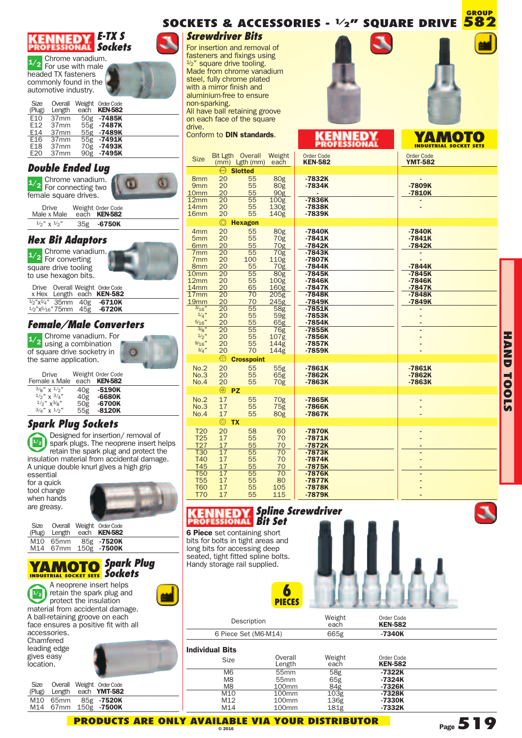# SOCKETS & ACCESSORIES - ½" SQUARE DRIVE

GROUP 582

## KENNEDY PROFESSIONAL E-TX S Sockets

½ Chrome vanadium. For use with male headed TX fasteners commonly found in the automotive industry.

| Size (Plug) | Overall Length | Weight each | Order Code KEN-582 |
|---|---|---|---|
| E10 | 37mm | 50g | -7485K |
| E12 | 37mm | 55g | -7487K |
| E14 | 37mm | 55g | -7489K |
| E16 | 37mm | 55g | -7491K |
| E18 | 37mm | 70g | -7493K |
| E20 | 37mm | 90g | -7495K |

## Double Ended Lug

½ Chrome vanadium. For connecting two female square drives.

| Drive Male x Male | Weight each | Order Code KEN-582 |
|---|---|---|
| ½" x ½" | 35g | -6750K |

## Hex Bit Adaptors

½ Chrome vanadium. For converting square drive tooling to use hexagon bits.

| Drive x Hex | Overall Length | Weight each | Order Code KEN-582 |
|---|---|---|---|
| ½"x¼" | 35mm | 40g | -6710K |
| ½"x5/16" | 75mm | 45g | -6720K |

## Female/Male Converters

½ Chrome vanadium. For using a combination of square drive socketry in the same application.

| Drive Female x Male | Weight each | Order Code KEN-582 |
|---|---|---|
| ⅜" x ½" | 40g | -5190K |
| ½" x ¾" | 40g | -6680K |
| ½" x⅜" | 50g | -6700K |
| ¾" x ½" | 55g | -8120K |

## Spark Plug Sockets

½ Designed for insertion/ removal of spark plugs. The neoprene insert helps retain the spark plug and protect the insulation material from accidental damage. A unique double knurl gives a high grip essential for a quick tool change when hands are greasy.

| Size (Plug) | Overall Length | Weight each | Order Code KEN-582 |
|---|---|---|---|
| M10 | 65mm | 85g | -7520K |
| M14 | 67mm | 150g | -7500K |

## YAMOTO INDUSTRIAL SOCKET SETS Spark Plug Sockets

½ A neoprene insert helps retain the spark plug and protect the insulation material from accidental damage. A ball-retaining groove on each face ensures a positive fit with all accessories. Chamfered leading edge gives easy location.

| Size (Plug) | Overall Length | Weight each | Order Code YMT-582 |
|---|---|---|---|
| M10 | 65mm | 85g | -7520K |
| M14 | 67mm | 150g | -7500K |

## Screwdriver Bits

For insertion and removal of fasteners and fixings using ½" square drive tooling. Made from chrome vanadium steel, fully chrome plated with a mirror finish and aluminium-free to ensure non-sparking. All have ball retaining groove on each face of the square drive. Conform to **DIN standards**.

| Size | Bit Lgth (mm) | Overall Lgth (mm) | Weight each | KENNEDY PROFESSIONAL Order Code KEN-582 | YAMOTO INDUSTRIAL SOCKET SETS Order Code YMT-582 |
|---|---|---|---|---|---|
| **Slotted** | | | | | |
| 8mm | 20 | 55 | 80g | -7832K | - |
| 9mm | 20 | 55 | 80g | -7834K | -7809K |
| 10mm | 20 | 55 | 90g | - | -7810K |
| 12mm | 20 | 55 | 100g | -7836K | - |
| 14mm | 20 | 55 | 130g | -7838K | - |
| 16mm | 20 | 55 | 140g | -7839K | |
| **Hexagon** | | | | | |
| 4mm | 20 | 55 | 80g | -7840K | -7840K |
| 5mm | 20 | 55 | 70g | -7841K | -7841K |
| 6mm | 20 | 55 | 70g | -7842K | -7842K |
| 7mm | 20 | 55 | 70g | -7843K | - |
| 7mm | 20 | 100 | 110g | -7807K | - |
| 8mm | 20 | 55 | 70g | -7844K | -7844K |
| 10mm | 20 | 55 | 80g | -7845K | -7845K |
| 12mm | 20 | 55 | 100g | -7846K | -7846K |
| 14mm | 20 | 65 | 160g | -7847K | -7847K |
| 17mm | 20 | 70 | 205g | -7848K | -7848K |
| 19mm | 20 | 70 | 245g | -7849K | -7849K |
| 3/16" | 20 | 55 | 58g | -7851K | - |
| ¼" | 20 | 55 | 59g | -7853K | - |
| 5/16" | 20 | 55 | 65g | -7854K | - |
| ⅜" | 20 | 55 | 76g | -7855K | - |
| ½" | 20 | 55 | 107g | -7856K | - |
| 9/16" | 20 | 55 | 144g | -7857K | - |
| ¾" | 20 | 70 | 144g | -7859K | - |
| **Crosspoint** | | | | | |
| No.2 | 20 | 55 | 55g | -7861K | -7861K |
| No.3 | 20 | 55 | 65g | -7862K | -7862K |
| No.4 | 20 | 55 | 70g | -7863K | -7863K |
| **PZ** | | | | | |
| No.2 | 17 | 55 | 70g | -7865K | - |
| No.3 | 17 | 55 | 75g | -7866K | - |
| No.4 | 17 | 55 | 80g | -7867K | - |
| **TX** | | | | | |
| T20 | 20 | 58 | 60 | -7870K | - |
| T25 | 17 | 55 | 70 | -7871K | - |
| T27 | 17 | 55 | 70 | -7872K | - |
| T30 | 17 | 55 | 70 | -7873K | - |
| T40 | 17 | 55 | 70 | -7874K | - |
| T45 | 17 | 55 | 70 | -7875K | - |
| T50 | 17 | 55 | 70 | -7876K | - |
| T55 | 17 | 55 | 80 | -7877K | - |
| T60 | 17 | 55 | 105 | -7878K | - |
| T70 | 17 | 55 | 115 | -7879K | - |

## KENNEDY PROFESSIONAL Spline Screwdriver Bit Set

**6 Piece** set containing short bits for bolts in tight areas and long bits for accessing deep seated, tight fitted spline bolts. Handy storage rail supplied.

6 PIECES

| Description | Weight each | Order Code KEN-582 |
|---|---|---|
| 6 Piece Set (M6-M14) | 665g | -7340K |

### Individual Bits

| Size | Overall Length | Weight each | Order Code KEN-582 |
|---|---|---|---|
| M6 | 55mm | 58g | -7322K |
| M8 | 55mm | 65g | -7324K |
| M8 | 100mm | 84g | -7326K |
| M10 | 100mm | 103g | -7328K |
| M12 | 100mm | 136g | -7330K |
| M14 | 100mm | 181g | -7332K |

HAND TOOLS

PRODUCTS ARE ONLY AVAILABLE VIA YOUR DISTRIBUTOR

© 2016